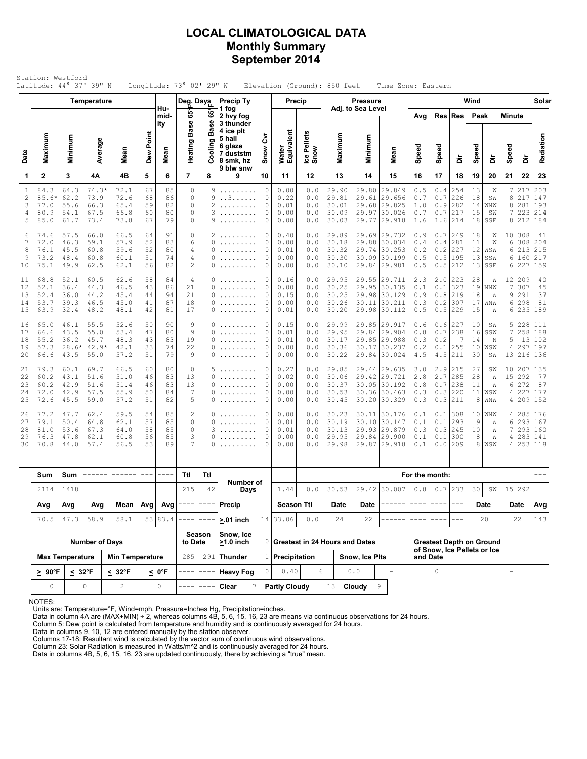# LOCAL CLIMATOLOGICAL DATA
## Monthly Summary
## September 2014

Station: Westford
Latitude: 44° 37' 39" N Longitude: 73° 02' 29" W Elevation (Ground): 850 feet Time Zone: Eastern

| Date | Temperature | | | | | Humidity | Deg. Days | | Precip Ty | | Precip | | Pressure Adj. to Sea Level | | | Wind | | | | | | | Solar |
|---|---|---|---|---|---|---|---|---|---|---|---|---|---|---|---|---|---|---|---|---|---|---|---|
| Date | Maximum | Minimum | Average | Mean | Dew Point | Mean | Heating Base 65°F | Cooling Base 65°F | 1 fog 2 hvy fog 3 thunder 4 ice plt 5 hail 6 glaze 7 duststm 8 smk, hz 9 blw snw | Snow Cvr | Water Equivalent | Ice Pellets Snow | Maximum | Minimum | Mean | Avg Speed | Res Speed | Res Dir | Peak Speed | Peak Dir | Minute Speed | Minute Dir | Radiation |
| 1 | 2 | 3 | 4A | 4B | 5 | 6 | 7 | 8 | 9 | 10 | 11 | 12 | 13 | 14 | 15 | 16 | 17 | 18 | 19 | 20 | 21 | 22 | 23 |
| 1 | 84.3 | 64.3 | 74.3* | 72.1 | 67 | 85 | 0 | 9 | ......... | 0 | 0.00 | 0.0 | 29.90 | 29.80 | 29.849 | 0.5 | 0.4 | 254 | 13 | W | 7 | 217 | 203 |
| 2 | 85.6* | 62.2 | 73.9 | 72.6 | 68 | 86 | 0 | 9 | ..3...... | 0 | 0.22 | 0.0 | 29.81 | 29.61 | 29.656 | 0.7 | 0.7 | 226 | 18 | SW | 8 | 217 | 147 |
| 3 | 77.0 | 55.6 | 66.3 | 65.4 | 59 | 82 | 0 | 2 | ......... | 0 | 0.01 | 0.0 | 30.01 | 29.68 | 29.825 | 1.0 | 0.9 | 282 | 14 | WNW | 8 | 281 | 193 |
| 4 | 80.9 | 54.1 | 67.5 | 66.8 | 60 | 80 | 0 | 3 | ......... | 0 | 0.00 | 0.0 | 30.09 | 29.97 | 30.026 | 0.7 | 0.7 | 217 | 15 | SW | 7 | 223 | 214 |
| 5 | 85.0 | 61.7 | 73.4 | 73.8 | 67 | 79 | 0 | 9 | ......... | 0 | 0.00 | 0.0 | 30.03 | 29.77 | 29.918 | 1.6 | 1.6 | 214 | 18 | SSE | 8 | 212 | 184 |
| 6 | 74.6 | 57.5 | 66.0 | 66.5 | 64 | 91 | 0 | 2 | ......... | 0 | 0.40 | 0.0 | 29.89 | 29.69 | 29.732 | 0.9 | 0.7 | 249 | 18 | W | 10 | 308 | 41 |
| 7 | 72.0 | 46.3 | 59.1 | 57.9 | 52 | 83 | 6 | 0 | ......... | 0 | 0.00 | 0.0 | 30.18 | 29.88 | 30.034 | 0.4 | 0.4 | 281 | 11 | W | 6 | 308 | 204 |
| 8 | 76.1 | 45.5 | 60.8 | 59.6 | 52 | 80 | 4 | 0 | ......... | 0 | 0.01 | 0.0 | 30.32 | 29.74 | 30.253 | 0.2 | 0.2 | 227 | 12 | WSW | 6 | 213 | 215 |
| 9 | 73.2 | 48.4 | 60.8 | 60.1 | 51 | 74 | 4 | 0 | ......... | 0 | 0.00 | 0.0 | 30.30 | 30.09 | 30.199 | 0.5 | 0.5 | 195 | 13 | SSW | 6 | 160 | 217 |
| 10 | 75.1 | 49.9 | 62.5 | 62.1 | 56 | 82 | 2 | 0 | ......... | 0 | 0.00 | 0.0 | 30.10 | 29.84 | 29.981 | 0.5 | 0.5 | 212 | 13 | SSE | 6 | 227 | 159 |
| 11 | 68.8 | 52.1 | 60.5 | 62.6 | 58 | 84 | 4 | 0 | ......... | 0 | 0.16 | 0.0 | 29.95 | 29.55 | 29.711 | 2.3 | 2.0 | 223 | 28 | W | 12 | 209 | 40 |
| 12 | 52.1 | 36.4 | 44.3 | 46.5 | 43 | 86 | 21 | 0 | ......... | 0 | 0.00 | 0.0 | 30.25 | 29.88 | 30.135 | 0.1 | 0.1 | 323 | 19 | NNW | 7 | 307 | 45 |
| 13 | 52.4 | 36.0 | 44.2 | 45.4 | 44 | 94 | 21 | 0 | ......... | 0 | 0.15 | 0.0 | 30.25 | 29.98 | 30.129 | 0.9 | 0.8 | 219 | 18 | W | 9 | 291 | 37 |
| 14 | 53.7 | 39.3 | 46.5 | 45.0 | 41 | 87 | 18 | 0 | ......... | 0 | 0.00 | 0.0 | 30.26 | 30.11 | 30.211 | 0.3 | 0.2 | 307 | 17 | WNW | 6 | 298 | 81 |
| 15 | 63.9 | 32.4 | 48.2 | 48.1 | 42 | 81 | 17 | 0 | ......... | 0 | 0.01 | 0.0 | 30.20 | 29.98 | 30.112 | 0.5 | 0.5 | 229 | 15 | W | 6 | 235 | 189 |
| 16 | 65.0 | 46.1 | 55.5 | 52.6 | 50 | 90 | 9 | 0 | ......... | 0 | 0.15 | 0.0 | 29.99 | 29.85 | 29.917 | 0.6 | 0.6 | 227 | 10 | SW | 5 | 228 | 111 |
| 17 | 66.6 | 43.5 | 55.0 | 53.4 | 47 | 80 | 9 | 0 | ......... | 0 | 0.01 | 0.0 | 29.95 | 29.84 | 29.904 | 0.8 | 0.7 | 238 | 16 | SSW | 7 | 258 | 188 |
| 18 | 55.2 | 36.2 | 45.7 | 48.3 | 43 | 83 | 19 | 0 | ......... | 0 | 0.01 | 0.0 | 30.17 | 29.85 | 29.988 | 0.3 | 0.2 | 7 | 14 | N | 5 | 13 | 102 |
| 19 | 57.3 | 28.6* | 42.9* | 42.1 | 33 | 74 | 22 | 0 | ......... | 0 | 0.00 | 0.0 | 30.36 | 30.17 | 30.237 | 0.2 | 0.1 | 255 | 10 | WSW | 4 | 297 | 197 |
| 20 | 66.6 | 43.5 | 55.0 | 57.2 | 51 | 79 | 9 | 0 | ......... | 0 | 0.00 | 0.0 | 30.22 | 29.84 | 30.024 | 4.5 | 4.5 | 211 | 30 | SW | 13 | 216 | 136 |
| 21 | 79.3 | 60.1 | 69.7 | 66.5 | 60 | 80 | 0 | 5 | ......... | 0 | 0.27 | 0.0 | 29.85 | 29.44 | 29.635 | 3.0 | 2.9 | 215 | 27 | SW | 10 | 207 | 135 |
| 22 | 60.2 | 43.1 | 51.6 | 51.0 | 46 | 83 | 13 | 0 | ......... | 0 | 0.02 | 0.0 | 30.06 | 29.42 | 29.721 | 2.8 | 2.7 | 285 | 28 | W | 15 | 292 | 77 |
| 23 | 60.2 | 42.9 | 51.6 | 51.4 | 46 | 83 | 13 | 0 | ......... | 0 | 0.00 | 0.0 | 30.37 | 30.05 | 30.192 | 0.8 | 0.7 | 238 | 11 | W | 6 | 272 | 87 |
| 24 | 72.0 | 42.9 | 57.5 | 55.9 | 50 | 84 | 7 | 0 | ......... | 0 | 0.00 | 0.0 | 30.53 | 30.36 | 30.463 | 0.3 | 0.3 | 220 | 11 | WSW | 4 | 227 | 177 |
| 25 | 72.6 | 45.5 | 59.0 | 57.2 | 51 | 82 | 5 | 0 | ......... | 0 | 0.00 | 0.0 | 30.45 | 30.20 | 30.329 | 0.3 | 0.3 | 211 | 8 | WNW | 4 | 209 | 152 |
| 26 | 77.2 | 47.7 | 62.4 | 59.5 | 54 | 85 | 2 | 0 | ......... | 0 | 0.00 | 0.0 | 30.23 | 30.11 | 30.176 | 0.1 | 0.1 | 308 | 10 | WNW | 4 | 285 | 176 |
| 27 | 79.1 | 50.4 | 64.8 | 62.1 | 57 | 85 | 0 | 0 | ......... | 0 | 0.01 | 0.0 | 30.19 | 30.10 | 30.147 | 0.1 | 0.1 | 293 | 9 | W | 6 | 293 | 167 |
| 28 | 81.0 | 53.6 | 67.3 | 64.0 | 58 | 85 | 0 | 3 | ......... | 0 | 0.01 | 0.0 | 30.13 | 29.93 | 29.879 | 0.3 | 0.3 | 245 | 10 | W | 7 | 293 | 160 |
| 29 | 76.3 | 47.8 | 62.1 | 60.8 | 56 | 85 | 3 | 0 | ......... | 0 | 0.00 | 0.0 | 29.95 | 29.84 | 29.900 | 0.1 | 0.1 | 300 | 8 | W | 4 | 283 | 141 |
| 30 | 70.8 | 44.0 | 57.4 | 56.5 | 53 | 89 | 7 | 0 | ......... | 0 | 0.00 | 0.0 | 29.98 | 29.87 | 29.918 | 0.1 | 0.0 | 209 | 8 | WSW | 4 | 253 | 118 |

| Sum | Sum | ------ | ------ | --- | ---- | Ttl | Ttl | Number of Days | | | | For the month: | | | | | | | | | | --- |
|---|---|---|---|---|---|---|---|---|---|---|---|---|---|---|---|---|---|---|---|---|---|---|
| 2114 | 1418 | | | | | 215 | 42 | | | 1.44 | 0.0 | 30.53 | 29.42 | 30.007 | 0.8 | 0.7 | 233 | 30 | SW | 15 | 292 | |
| Avg | Avg | Avg | Mean | Avg | Avg | ---- | ---- | Precip | | Season Ttl | | Date | Date | ------ | ---- | ---- | --- | Date | | Date | | Avg |
| 70.5 | 47.3 | 58.9 | 58.1 | 53 | 83.4 | ---- | ---- | ≥.01 inch | 14 | 33.06 | 0.0 | 24 | 22 | ------ | ---- | ---- | --- | 20 | | 22 | | 143 |

| Number of Days | | | | Season to Date | | Snow, Ice ≥1.0 inch | 0 | Greatest in 24 Hours and Dates | | | | Greatest Depth on Ground of Snow, Ice Pellets or Ice and Date | |
|---|---|---|---|---|---|---|---|---|---|---|---|---|---|
| Max Temperature | | Min Temperature | | 285 | 291 | Thunder | 1 | Precipitation | | Snow, Ice Plts | | | |
| ≥ 90°F | ≤ 32°F | ≤ 32°F | ≤ 0°F | ---- | ---- | Heavy Fog | 0 | 0.40 | 6 | 0.0 | - | 0 | - |
| 0 | 0 | 2 | 0 | ---- | ---- | Clear | 7 | Partly Cloudy | 13 | Cloudy | 9 | | |

NOTES:
Units are: Temperature=°F, Wind=mph, Pressure=Inches Hg, Precipitation=inches.
Data in column 4A are (MAX+MIN) ÷ 2, whereas columns 4B, 5, 6, 15, 16, 23 are means via continuous observations for 24 hours.
Column 5: Dew point is calculated from temperature and humidity and is continuously averaged for 24 hours.
Data in columns 9, 10, 12 are entered manually by the station observer.
Columns 17-18: Resultant wind is calculated by the vector sum of continuous wind observations.
Column 23: Solar Radiation is measured in Watts/m^2 and is continuously averaged for 24 hours.
Data in columns 4B, 5, 6, 15, 16, 23 are updated continuously, there by achieving a "true" mean.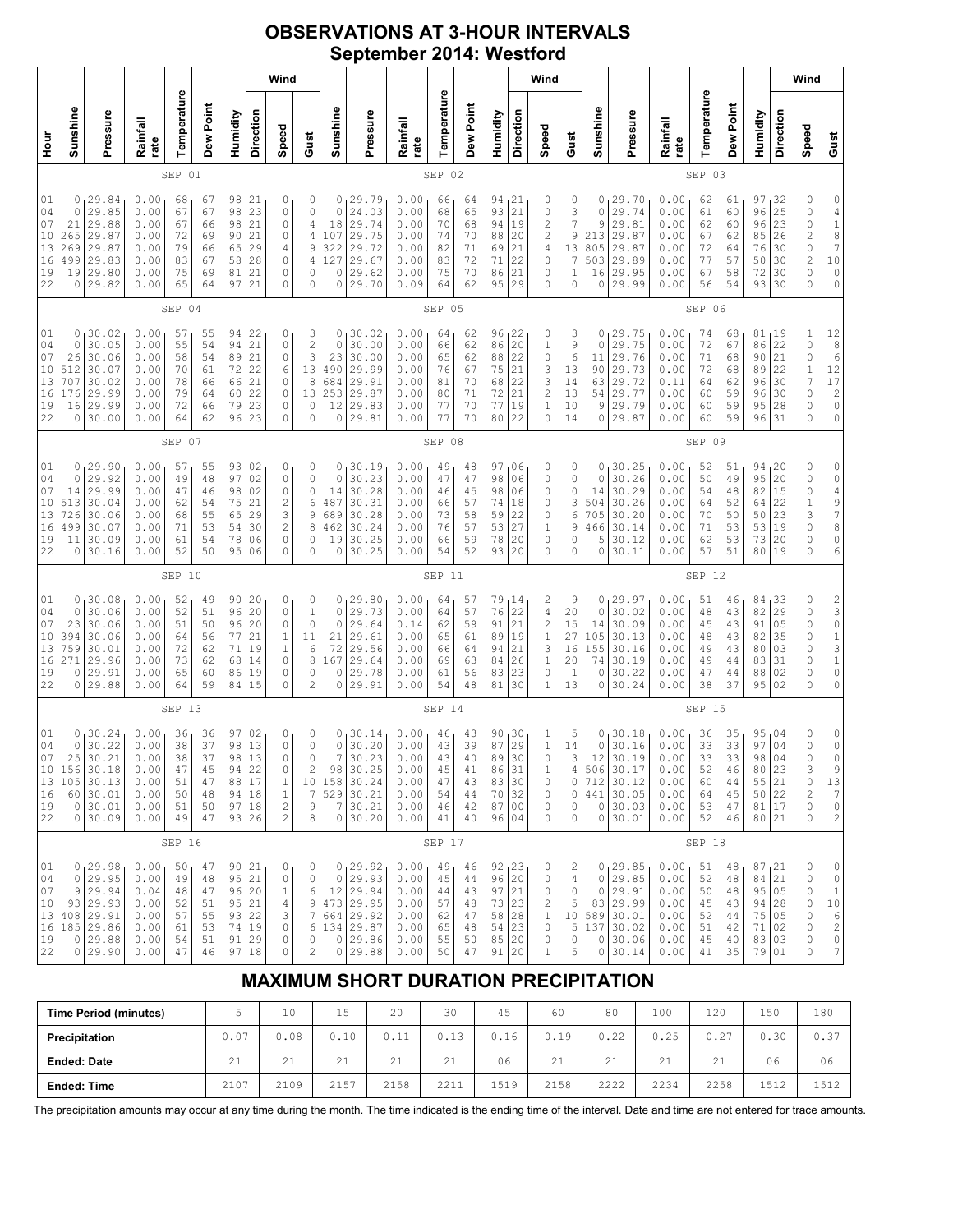# OBSERVATIONS AT 3-HOUR INTERVALS
## September 2014: Westford

### SEP 01 / SEP 02 / SEP 03

| Hour | Sunshine | Pressure | Rainfall rate | Temperature | Dew Point | Humidity | Wind Direction | Wind Speed | Wind Gust | Sunshine | Pressure | Rainfall rate | Temperature | Dew Point | Humidity | Wind Direction | Wind Speed | Wind Gust | Sunshine | Pressure | Rainfall rate | Temperature | Dew Point | Humidity | Wind Direction | Wind Speed | Wind Gust |
|---|---|---|---|---|---|---|---|---|---|---|---|---|---|---|---|---|---|---|---|---|---|---|---|---|---|---|---|
| 01 | 0 | 29.84 | 0.00 | 68 | 67 | 98 | 21 | 0 | 0 | 0 | 29.79 | 0.00 | 66 | 64 | 94 | 21 | 0 | 0 | 0 | 29.70 | 0.00 | 62 | 61 | 97 | 32 | 0 | 0 |
| 04 | 0 | 29.85 | 0.00 | 67 | 67 | 98 | 23 | 0 | 0 | 0 | 24.03 | 0.00 | 68 | 65 | 93 | 21 | 0 | 3 | 0 | 29.74 | 0.00 | 61 | 60 | 96 | 25 | 0 | 4 |
| 07 | 21 | 29.88 | 0.00 | 67 | 66 | 98 | 21 | 0 | 4 | 18 | 29.74 | 0.00 | 70 | 68 | 94 | 19 | 2 | 7 | 9 | 29.81 | 0.00 | 62 | 60 | 96 | 23 | 0 | 1 |
| 10 | 265 | 29.87 | 0.00 | 72 | 69 | 90 | 21 | 0 | 4 | 107 | 29.75 | 0.00 | 74 | 70 | 88 | 20 | 2 | 9 | 213 | 29.87 | 0.00 | 67 | 62 | 85 | 26 | 2 | 8 |
| 13 | 269 | 29.87 | 0.00 | 79 | 66 | 65 | 29 | 4 | 9 | 322 | 29.72 | 0.00 | 82 | 71 | 69 | 21 | 4 | 13 | 805 | 29.87 | 0.00 | 72 | 64 | 76 | 30 | 0 | 7 |
| 16 | 499 | 29.83 | 0.00 | 83 | 67 | 58 | 28 | 0 | 4 | 127 | 29.67 | 0.00 | 83 | 72 | 71 | 22 | 0 | 7 | 503 | 29.89 | 0.00 | 77 | 57 | 50 | 30 | 2 | 10 |
| 19 | 19 | 29.80 | 0.00 | 75 | 69 | 81 | 21 | 0 | 0 | 0 | 29.62 | 0.00 | 75 | 70 | 86 | 21 | 0 | 1 | 16 | 29.95 | 0.00 | 67 | 58 | 72 | 30 | 0 | 0 |
| 22 | 0 | 29.82 | 0.00 | 65 | 64 | 97 | 21 | 0 | 0 | 0 | 29.70 | 0.09 | 64 | 62 | 95 | 29 | 0 | 0 | 0 | 29.99 | 0.00 | 56 | 54 | 93 | 30 | 0 | 0 |

### SEP 04 / SEP 05 / SEP 06

| Hour | Sunshine | Pressure | Rainfall rate | Temperature | Dew Point | Humidity | Wind Direction | Wind Speed | Wind Gust | Sunshine | Pressure | Rainfall rate | Temperature | Dew Point | Humidity | Wind Direction | Wind Speed | Wind Gust | Sunshine | Pressure | Rainfall rate | Temperature | Dew Point | Humidity | Wind Direction | Wind Speed | Wind Gust |
|---|---|---|---|---|---|---|---|---|---|---|---|---|---|---|---|---|---|---|---|---|---|---|---|---|---|---|---|
| 01 | 0 | 30.02 | 0.00 | 57 | 55 | 94 | 22 | 0 | 3 | 0 | 30.02 | 0.00 | 64 | 62 | 96 | 22 | 0 | 3 | 0 | 29.75 | 0.00 | 74 | 68 | 81 | 19 | 1 | 12 |
| 04 | 0 | 30.05 | 0.00 | 55 | 54 | 94 | 21 | 0 | 2 | 0 | 30.00 | 0.00 | 66 | 62 | 86 | 20 | 1 | 9 | 0 | 29.75 | 0.00 | 72 | 67 | 86 | 22 | 0 | 8 |
| 07 | 26 | 30.06 | 0.00 | 58 | 54 | 89 | 21 | 0 | 3 | 23 | 30.00 | 0.00 | 65 | 62 | 88 | 22 | 0 | 6 | 11 | 29.76 | 0.00 | 71 | 68 | 90 | 21 | 0 | 6 |
| 10 | 512 | 30.07 | 0.00 | 70 | 61 | 72 | 22 | 6 | 13 | 490 | 29.99 | 0.00 | 76 | 67 | 75 | 21 | 3 | 13 | 90 | 29.73 | 0.00 | 72 | 68 | 89 | 22 | 1 | 12 |
| 13 | 707 | 30.02 | 0.00 | 78 | 66 | 66 | 21 | 0 | 8 | 684 | 29.91 | 0.00 | 81 | 70 | 68 | 22 | 3 | 14 | 63 | 29.72 | 0.11 | 64 | 62 | 96 | 30 | 7 | 17 |
| 16 | 176 | 29.99 | 0.00 | 79 | 64 | 60 | 22 | 0 | 13 | 253 | 29.87 | 0.00 | 80 | 71 | 72 | 21 | 2 | 13 | 54 | 29.77 | 0.00 | 60 | 59 | 96 | 30 | 0 | 2 |
| 19 | 16 | 29.99 | 0.00 | 72 | 66 | 79 | 23 | 0 | 0 | 12 | 29.83 | 0.00 | 77 | 70 | 77 | 19 | 1 | 10 | 9 | 29.79 | 0.00 | 60 | 59 | 95 | 28 | 0 | 0 |
| 22 | 0 | 30.00 | 0.00 | 64 | 62 | 96 | 23 | 0 | 0 | 0 | 29.81 | 0.00 | 77 | 70 | 80 | 22 | 0 | 14 | 0 | 29.87 | 0.00 | 60 | 59 | 96 | 31 | 0 | 0 |

### SEP 07 / SEP 08 / SEP 09

| Hour | Sunshine | Pressure | Rainfall rate | Temperature | Dew Point | Humidity | Wind Direction | Wind Speed | Wind Gust | Sunshine | Pressure | Rainfall rate | Temperature | Dew Point | Humidity | Wind Direction | Wind Speed | Wind Gust | Sunshine | Pressure | Rainfall rate | Temperature | Dew Point | Humidity | Wind Direction | Wind Speed | Wind Gust |
|---|---|---|---|---|---|---|---|---|---|---|---|---|---|---|---|---|---|---|---|---|---|---|---|---|---|---|---|
| 01 | 0 | 29.90 | 0.00 | 57 | 55 | 93 | 02 | 0 | 0 | 0 | 30.19 | 0.00 | 49 | 48 | 97 | 06 | 0 | 0 | 0 | 30.25 | 0.00 | 52 | 51 | 94 | 20 | 0 | 0 |
| 04 | 0 | 29.92 | 0.00 | 49 | 48 | 97 | 02 | 0 | 0 | 0 | 30.23 | 0.00 | 47 | 47 | 98 | 06 | 0 | 0 | 0 | 30.26 | 0.00 | 50 | 49 | 95 | 20 | 0 | 0 |
| 07 | 14 | 29.99 | 0.00 | 47 | 46 | 98 | 02 | 0 | 0 | 14 | 30.28 | 0.00 | 46 | 45 | 98 | 06 | 0 | 0 | 14 | 30.29 | 0.00 | 54 | 48 | 82 | 15 | 0 | 4 |
| 10 | 513 | 30.04 | 0.00 | 62 | 54 | 75 | 21 | 2 | 6 | 487 | 30.31 | 0.00 | 66 | 57 | 74 | 18 | 0 | 3 | 504 | 30.26 | 0.00 | 64 | 52 | 64 | 22 | 1 | 9 |
| 13 | 726 | 30.06 | 0.00 | 68 | 55 | 65 | 29 | 3 | 9 | 689 | 30.28 | 0.00 | 73 | 58 | 59 | 22 | 0 | 6 | 705 | 30.20 | 0.00 | 70 | 50 | 50 | 23 | 3 | 7 |
| 16 | 499 | 30.07 | 0.00 | 71 | 53 | 54 | 30 | 2 | 8 | 462 | 30.24 | 0.00 | 76 | 57 | 53 | 27 | 1 | 9 | 466 | 30.14 | 0.00 | 71 | 53 | 53 | 19 | 0 | 8 |
| 19 | 11 | 30.09 | 0.00 | 61 | 54 | 78 | 06 | 0 | 0 | 19 | 30.25 | 0.00 | 66 | 59 | 78 | 20 | 0 | 0 | 5 | 30.12 | 0.00 | 62 | 53 | 73 | 20 | 0 | 0 |
| 22 | 0 | 30.16 | 0.00 | 52 | 50 | 95 | 06 | 0 | 0 | 0 | 30.25 | 0.00 | 54 | 52 | 93 | 20 | 0 | 0 | 0 | 30.11 | 0.00 | 57 | 51 | 80 | 19 | 0 | 6 |

### SEP 10 / SEP 11 / SEP 12

| Hour | Sunshine | Pressure | Rainfall rate | Temperature | Dew Point | Humidity | Wind Direction | Wind Speed | Wind Gust | Sunshine | Pressure | Rainfall rate | Temperature | Dew Point | Humidity | Wind Direction | Wind Speed | Wind Gust | Sunshine | Pressure | Rainfall rate | Temperature | Dew Point | Humidity | Wind Direction | Wind Speed | Wind Gust |
|---|---|---|---|---|---|---|---|---|---|---|---|---|---|---|---|---|---|---|---|---|---|---|---|---|---|---|---|
| 01 | 0 | 30.08 | 0.00 | 52 | 49 | 90 | 20 | 0 | 0 | 0 | 29.80 | 0.00 | 64 | 57 | 79 | 14 | 2 | 9 | 0 | 29.97 | 0.00 | 51 | 46 | 84 | 33 | 0 | 2 |
| 04 | 0 | 30.06 | 0.00 | 52 | 51 | 96 | 20 | 0 | 1 | 0 | 29.73 | 0.00 | 64 | 57 | 76 | 22 | 4 | 20 | 0 | 30.02 | 0.00 | 48 | 43 | 82 | 29 | 0 | 3 |
| 07 | 23 | 30.06 | 0.00 | 51 | 50 | 96 | 20 | 0 | 0 | 0 | 29.64 | 0.14 | 62 | 59 | 91 | 21 | 2 | 15 | 14 | 30.09 | 0.00 | 45 | 43 | 91 | 05 | 0 | 0 |
| 10 | 394 | 30.06 | 0.00 | 64 | 56 | 77 | 21 | 1 | 11 | 21 | 29.61 | 0.00 | 65 | 61 | 89 | 19 | 1 | 27 | 105 | 30.13 | 0.00 | 48 | 43 | 82 | 35 | 0 | 1 |
| 13 | 759 | 30.01 | 0.00 | 72 | 62 | 71 | 19 | 1 | 6 | 72 | 29.56 | 0.00 | 66 | 64 | 94 | 21 | 3 | 16 | 155 | 30.16 | 0.00 | 49 | 43 | 80 | 03 | 0 | 3 |
| 16 | 271 | 29.96 | 0.00 | 73 | 62 | 68 | 14 | 0 | 8 | 167 | 29.64 | 0.00 | 69 | 63 | 84 | 26 | 1 | 20 | 74 | 30.19 | 0.00 | 49 | 44 | 83 | 31 | 0 | 1 |
| 19 | 0 | 29.91 | 0.00 | 65 | 60 | 86 | 19 | 0 | 0 | 0 | 29.78 | 0.00 | 61 | 56 | 83 | 23 | 0 | 1 | 0 | 30.22 | 0.00 | 47 | 44 | 88 | 02 | 0 | 0 |
| 22 | 0 | 29.88 | 0.00 | 64 | 59 | 84 | 15 | 0 | 2 | 0 | 29.91 | 0.00 | 54 | 48 | 81 | 30 | 1 | 13 | 0 | 30.24 | 0.00 | 38 | 37 | 95 | 02 | 0 | 0 |

### SEP 13 / SEP 14 / SEP 15

| Hour | Sunshine | Pressure | Rainfall rate | Temperature | Dew Point | Humidity | Wind Direction | Wind Speed | Wind Gust | Sunshine | Pressure | Rainfall rate | Temperature | Dew Point | Humidity | Wind Direction | Wind Speed | Wind Gust | Sunshine | Pressure | Rainfall rate | Temperature | Dew Point | Humidity | Wind Direction | Wind Speed | Wind Gust |
|---|---|---|---|---|---|---|---|---|---|---|---|---|---|---|---|---|---|---|---|---|---|---|---|---|---|---|---|
| 01 | 0 | 30.24 | 0.00 | 36 | 36 | 97 | 02 | 0 | 0 | 0 | 30.14 | 0.00 | 46 | 43 | 90 | 30 | 1 | 5 | 0 | 30.18 | 0.00 | 36 | 35 | 95 | 04 | 0 | 0 |
| 04 | 0 | 30.22 | 0.00 | 38 | 37 | 98 | 13 | 0 | 0 | 0 | 30.20 | 0.00 | 43 | 39 | 87 | 29 | 1 | 14 | 0 | 30.16 | 0.00 | 33 | 33 | 97 | 04 | 0 | 0 |
| 07 | 25 | 30.21 | 0.00 | 38 | 37 | 98 | 13 | 0 | 0 | 7 | 30.23 | 0.00 | 43 | 40 | 89 | 30 | 0 | 3 | 12 | 30.19 | 0.00 | 33 | 33 | 98 | 04 | 0 | 0 |
| 10 | 156 | 30.18 | 0.00 | 47 | 45 | 94 | 22 | 0 | 2 | 98 | 30.25 | 0.00 | 45 | 41 | 86 | 31 | 1 | 4 | 506 | 30.17 | 0.00 | 52 | 46 | 80 | 23 | 3 | 9 |
| 13 | 105 | 30.13 | 0.00 | 51 | 47 | 88 | 17 | 1 | 10 | 158 | 30.24 | 0.00 | 47 | 43 | 83 | 30 | 0 | 0 | 712 | 30.12 | 0.00 | 60 | 44 | 55 | 21 | 0 | 13 |
| 16 | 60 | 30.01 | 0.00 | 50 | 48 | 94 | 18 | 1 | 7 | 529 | 30.21 | 0.00 | 54 | 44 | 70 | 32 | 0 | 0 | 441 | 30.05 | 0.00 | 64 | 45 | 50 | 22 | 2 | 7 |
| 19 | 0 | 30.01 | 0.00 | 51 | 50 | 97 | 18 | 2 | 9 | 7 | 30.21 | 0.00 | 46 | 42 | 87 | 00 | 0 | 0 | 0 | 30.03 | 0.00 | 53 | 47 | 81 | 17 | 0 | 0 |
| 22 | 0 | 30.09 | 0.00 | 49 | 47 | 93 | 26 | 2 | 8 | 0 | 30.20 | 0.00 | 41 | 40 | 96 | 04 | 0 | 0 | 0 | 30.01 | 0.00 | 52 | 46 | 80 | 21 | 0 | 2 |

### SEP 16 / SEP 17 / SEP 18

| Hour | Sunshine | Pressure | Rainfall rate | Temperature | Dew Point | Humidity | Wind Direction | Wind Speed | Wind Gust | Sunshine | Pressure | Rainfall rate | Temperature | Dew Point | Humidity | Wind Direction | Wind Speed | Wind Gust | Sunshine | Pressure | Rainfall rate | Temperature | Dew Point | Humidity | Wind Direction | Wind Speed | Wind Gust |
|---|---|---|---|---|---|---|---|---|---|---|---|---|---|---|---|---|---|---|---|---|---|---|---|---|---|---|---|
| 01 | 0 | 29.98 | 0.00 | 50 | 47 | 90 | 21 | 0 | 0 | 0 | 29.92 | 0.00 | 49 | 46 | 92 | 23 | 0 | 2 | 0 | 29.85 | 0.00 | 51 | 48 | 87 | 21 | 0 | 0 |
| 04 | 0 | 29.95 | 0.00 | 49 | 48 | 95 | 21 | 0 | 0 | 0 | 29.93 | 0.00 | 45 | 44 | 96 | 20 | 0 | 4 | 0 | 29.85 | 0.00 | 52 | 48 | 84 | 21 | 0 | 0 |
| 07 | 9 | 29.94 | 0.04 | 48 | 47 | 96 | 20 | 1 | 6 | 12 | 29.94 | 0.00 | 44 | 43 | 97 | 21 | 0 | 0 | 0 | 29.91 | 0.00 | 50 | 48 | 95 | 05 | 0 | 1 |
| 10 | 93 | 29.93 | 0.00 | 52 | 51 | 96 | 21 | 4 | 9 | 473 | 29.95 | 0.00 | 57 | 48 | 73 | 23 | 2 | 5 | 83 | 29.99 | 0.00 | 45 | 43 | 94 | 28 | 0 | 10 |
| 13 | 408 | 29.91 | 0.00 | 57 | 55 | 93 | 22 | 3 | 7 | 664 | 29.92 | 0.00 | 62 | 47 | 58 | 28 | 1 | 10 | 589 | 30.01 | 0.00 | 52 | 44 | 75 | 05 | 0 | 6 |
| 16 | 185 | 29.86 | 0.00 | 61 | 53 | 74 | 19 | 0 | 6 | 134 | 29.87 | 0.00 | 65 | 48 | 54 | 23 | 0 | 5 | 137 | 30.02 | 0.00 | 51 | 42 | 71 | 02 | 0 | 2 |
| 19 | 0 | 29.88 | 0.00 | 54 | 51 | 91 | 29 | 0 | 0 | 0 | 29.86 | 0.00 | 55 | 50 | 85 | 20 | 0 | 0 | 0 | 30.06 | 0.00 | 45 | 40 | 83 | 03 | 0 | 0 |
| 22 | 0 | 29.90 | 0.00 | 47 | 46 | 97 | 18 | 0 | 2 | 0 | 29.88 | 0.00 | 50 | 47 | 91 | 20 | 1 | 5 | 0 | 30.14 | 0.00 | 41 | 35 | 79 | 01 | 0 | 7 |

## MAXIMUM SHORT DURATION PRECIPITATION

| Time Period (minutes) | 5 | 10 | 15 | 20 | 30 | 45 | 60 | 80 | 100 | 120 | 150 | 180 |
|---|---|---|---|---|---|---|---|---|---|---|---|---|
| Precipitation | 0.07 | 0.08 | 0.10 | 0.11 | 0.13 | 0.16 | 0.19 | 0.22 | 0.25 | 0.27 | 0.30 | 0.37 |
| Ended: Date | 21 | 21 | 21 | 21 | 21 | 06 | 21 | 21 | 21 | 21 | 06 | 06 |
| Ended: Time | 2107 | 2109 | 2157 | 2158 | 2211 | 1519 | 2158 | 2222 | 2234 | 2258 | 1512 | 1512 |

The precipitation amounts may occur at any time during the month. The time indicated is the ending time of the interval. Date and time are not entered for trace amounts.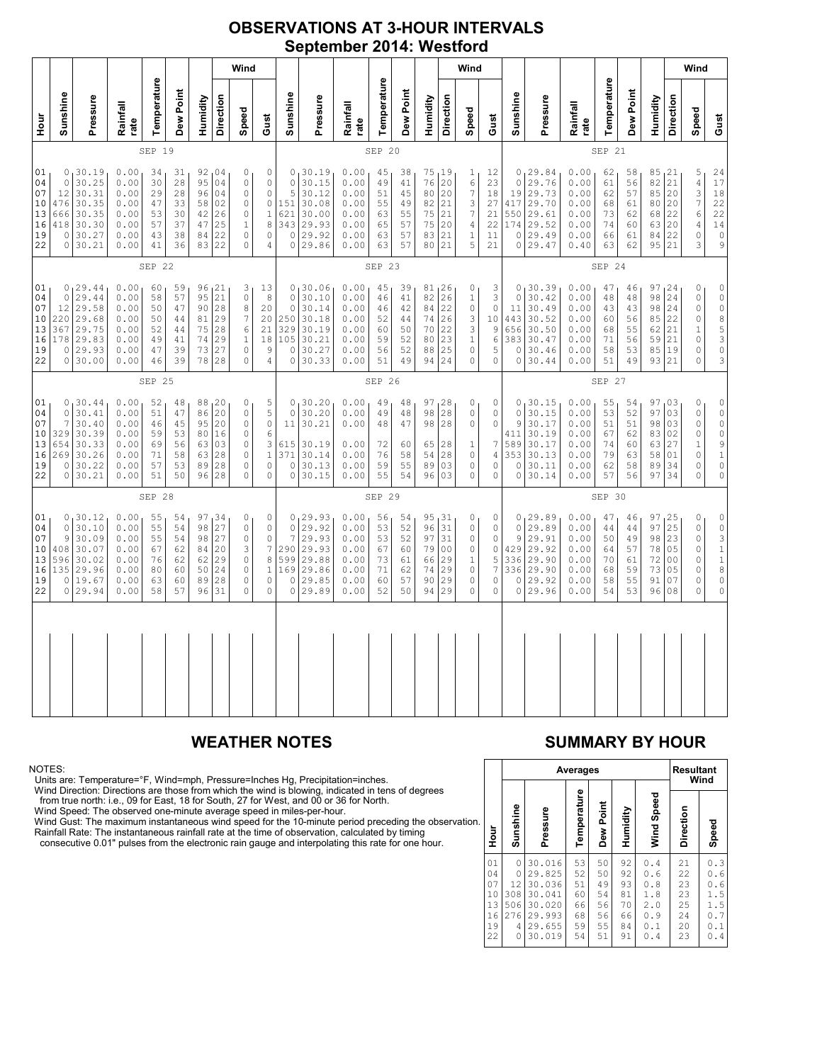# OBSERVATIONS AT 3-HOUR INTERVALS

## September 2014: Westford

### SEP 19

| Hour | Sunshine | Pressure | Rainfall rate | Temperature | Dew Point | Humidity | Wind Direction | Wind Speed | Wind Gust |
|---|---|---|---|---|---|---|---|---|---|
| 01 | 0 | 30.19 | 0.00 | 34 | 31 | 92 | 04 | 0 | 0 |
| 04 | 0 | 30.25 | 0.00 | 30 | 28 | 95 | 04 | 0 | 0 |
| 07 | 12 | 30.31 | 0.00 | 29 | 28 | 96 | 04 | 0 | 0 |
| 10 | 476 | 30.35 | 0.00 | 47 | 33 | 58 | 02 | 0 | 0 |
| 13 | 666 | 30.35 | 0.00 | 53 | 30 | 42 | 26 | 0 | 1 |
| 16 | 418 | 30.30 | 0.00 | 57 | 37 | 47 | 25 | 1 | 8 |
| 19 | 0 | 30.27 | 0.00 | 43 | 38 | 84 | 22 | 0 | 0 |
| 22 | 0 | 30.21 | 0.00 | 41 | 36 | 83 | 22 | 0 | 4 |

### SEP 20

| Hour | Sunshine | Pressure | Rainfall rate | Temperature | Dew Point | Humidity | Wind Direction | Wind Speed | Wind Gust |
|---|---|---|---|---|---|---|---|---|---|
| 01 | 0 | 30.19 | 0.00 | 45 | 38 | 75 | 19 | 1 | 12 |
| 04 | 0 | 30.15 | 0.00 | 49 | 41 | 76 | 20 | 6 | 23 |
| 07 | 5 | 30.12 | 0.00 | 51 | 45 | 80 | 20 | 7 | 18 |
| 10 | 151 | 30.08 | 0.00 | 55 | 49 | 82 | 21 | 3 | 27 |
| 13 | 621 | 30.00 | 0.00 | 63 | 55 | 75 | 21 | 7 | 21 |
| 16 | 343 | 29.93 | 0.00 | 65 | 57 | 75 | 20 | 4 | 22 |
| 19 | 0 | 29.92 | 0.00 | 63 | 57 | 83 | 21 | 1 | 11 |
| 22 | 0 | 29.86 | 0.00 | 63 | 57 | 80 | 21 | 5 | 21 |

### SEP 21

| Hour | Sunshine | Pressure | Rainfall rate | Temperature | Dew Point | Humidity | Wind Direction | Wind Speed | Wind Gust |
|---|---|---|---|---|---|---|---|---|---|
| 01 | 0 | 29.84 | 0.00 | 62 | 58 | 85 | 21 | 5 | 24 |
| 04 | 0 | 29.76 | 0.00 | 61 | 56 | 82 | 21 | 4 | 17 |
| 07 | 19 | 29.73 | 0.00 | 62 | 57 | 85 | 20 | 3 | 18 |
| 10 | 417 | 29.70 | 0.00 | 68 | 61 | 80 | 20 | 7 | 22 |
| 13 | 550 | 29.61 | 0.00 | 73 | 62 | 68 | 22 | 6 | 22 |
| 16 | 174 | 29.52 | 0.00 | 74 | 60 | 63 | 20 | 4 | 14 |
| 19 | 0 | 29.49 | 0.00 | 66 | 61 | 84 | 22 | 0 | 0 |
| 22 | 0 | 29.47 | 0.40 | 63 | 62 | 95 | 21 | 3 | 9 |

### SEP 22

| Hour | Sunshine | Pressure | Rainfall rate | Temperature | Dew Point | Humidity | Wind Direction | Wind Speed | Wind Gust |
|---|---|---|---|---|---|---|---|---|---|
| 01 | 0 | 29.44 | 0.00 | 60 | 59 | 96 | 21 | 3 | 13 |
| 04 | 0 | 29.44 | 0.00 | 58 | 57 | 95 | 21 | 0 | 8 |
| 07 | 12 | 29.58 | 0.00 | 50 | 47 | 90 | 28 | 8 | 20 |
| 10 | 220 | 29.68 | 0.00 | 50 | 44 | 81 | 29 | 7 | 20 |
| 13 | 367 | 29.75 | 0.00 | 52 | 44 | 75 | 28 | 6 | 21 |
| 16 | 178 | 29.83 | 0.00 | 49 | 41 | 74 | 29 | 1 | 18 |
| 19 | 0 | 29.93 | 0.00 | 47 | 39 | 73 | 27 | 0 | 9 |
| 22 | 0 | 30.00 | 0.00 | 46 | 39 | 78 | 28 | 0 | 4 |

### SEP 23

| Hour | Sunshine | Pressure | Rainfall rate | Temperature | Dew Point | Humidity | Wind Direction | Wind Speed | Wind Gust |
|---|---|---|---|---|---|---|---|---|---|
| 01 | 0 | 30.06 | 0.00 | 45 | 39 | 81 | 26 | 0 | 3 |
| 04 | 0 | 30.10 | 0.00 | 46 | 41 | 82 | 26 | 1 | 3 |
| 07 | 0 | 30.14 | 0.00 | 46 | 42 | 84 | 22 | 0 | 0 |
| 10 | 250 | 30.18 | 0.00 | 52 | 44 | 74 | 26 | 3 | 10 |
| 13 | 329 | 30.19 | 0.00 | 60 | 50 | 70 | 22 | 3 | 9 |
| 16 | 105 | 30.21 | 0.00 | 59 | 52 | 80 | 23 | 1 | 6 |
| 19 | 0 | 30.27 | 0.00 | 56 | 52 | 88 | 25 | 0 | 5 |
| 22 | 0 | 30.33 | 0.00 | 51 | 49 | 94 | 24 | 0 | 0 |

### SEP 24

| Hour | Sunshine | Pressure | Rainfall rate | Temperature | Dew Point | Humidity | Wind Direction | Wind Speed | Wind Gust |
|---|---|---|---|---|---|---|---|---|---|
| 01 | 0 | 30.39 | 0.00 | 47 | 46 | 97 | 24 | 0 | 0 |
| 04 | 0 | 30.42 | 0.00 | 48 | 48 | 98 | 24 | 0 | 0 |
| 07 | 11 | 30.49 | 0.00 | 43 | 43 | 98 | 24 | 0 | 0 |
| 10 | 443 | 30.52 | 0.00 | 60 | 56 | 85 | 22 | 0 | 8 |
| 13 | 656 | 30.50 | 0.00 | 68 | 55 | 62 | 21 | 1 | 5 |
| 16 | 383 | 30.47 | 0.00 | 71 | 56 | 59 | 21 | 0 | 3 |
| 19 | 0 | 30.46 | 0.00 | 58 | 53 | 85 | 19 | 0 | 0 |
| 22 | 0 | 30.44 | 0.00 | 51 | 49 | 93 | 21 | 0 | 3 |

### SEP 25

| Hour | Sunshine | Pressure | Rainfall rate | Temperature | Dew Point | Humidity | Wind Direction | Wind Speed | Wind Gust |
|---|---|---|---|---|---|---|---|---|---|
| 01 | 0 | 30.44 | 0.00 | 52 | 48 | 88 | 20 | 0 | 5 |
| 04 | 0 | 30.41 | 0.00 | 51 | 47 | 86 | 20 | 0 | 5 |
| 07 | 7 | 30.40 | 0.00 | 46 | 45 | 95 | 20 | 0 | 0 |
| 10 | 329 | 30.39 | 0.00 | 59 | 53 | 80 | 16 | 0 | 6 |
| 13 | 654 | 30.33 | 0.00 | 69 | 56 | 63 | 03 | 0 | 3 |
| 16 | 269 | 30.26 | 0.00 | 71 | 58 | 63 | 28 | 0 | 1 |
| 19 | 0 | 30.22 | 0.00 | 57 | 53 | 89 | 28 | 0 | 0 |
| 22 | 0 | 30.21 | 0.00 | 51 | 50 | 96 | 28 | 0 | 0 |

### SEP 26

| Hour | Sunshine | Pressure | Rainfall rate | Temperature | Dew Point | Humidity | Wind Direction | Wind Speed | Wind Gust |
|---|---|---|---|---|---|---|---|---|---|
| 01 | 0 | 30.20 | 0.00 | 49 | 48 | 97 | 28 | 0 | 0 |
| 04 | 0 | 30.20 | 0.00 | 49 | 48 | 98 | 28 | 0 | 0 |
| 07 | 11 | 30.21 | 0.00 | 48 | 47 | 98 | 28 | 0 | 0 |
| 10 | | | | | | | | | |
| 13 | 615 | 30.19 | 0.00 | 72 | 60 | 65 | 28 | 1 | 7 |
| 16 | 371 | 30.14 | 0.00 | 76 | 58 | 54 | 28 | 0 | 4 |
| 19 | 0 | 30.13 | 0.00 | 59 | 55 | 89 | 03 | 0 | 0 |
| 22 | 0 | 30.15 | 0.00 | 55 | 54 | 96 | 03 | 0 | 0 |

### SEP 27

| Hour | Sunshine | Pressure | Rainfall rate | Temperature | Dew Point | Humidity | Wind Direction | Wind Speed | Wind Gust |
|---|---|---|---|---|---|---|---|---|---|
| 01 | 0 | 30.15 | 0.00 | 55 | 54 | 97 | 03 | 0 | 0 |
| 04 | 0 | 30.15 | 0.00 | 53 | 52 | 97 | 03 | 0 | 0 |
| 07 | 9 | 30.17 | 0.00 | 51 | 51 | 98 | 03 | 0 | 0 |
| 10 | 411 | 30.19 | 0.00 | 67 | 62 | 83 | 02 | 0 | 0 |
| 13 | 589 | 30.17 | 0.00 | 74 | 60 | 63 | 27 | 1 | 9 |
| 16 | 353 | 30.13 | 0.00 | 79 | 63 | 58 | 01 | 0 | 1 |
| 19 | 0 | 30.11 | 0.00 | 62 | 58 | 89 | 34 | 0 | 0 |
| 22 | 0 | 30.14 | 0.00 | 57 | 56 | 97 | 34 | 0 | 0 |

### SEP 28

| Hour | Sunshine | Pressure | Rainfall rate | Temperature | Dew Point | Humidity | Wind Direction | Wind Speed | Wind Gust |
|---|---|---|---|---|---|---|---|---|---|
| 01 | 0 | 30.12 | 0.00 | 55 | 54 | 97 | 34 | 0 | 0 |
| 04 | 0 | 30.10 | 0.00 | 55 | 54 | 98 | 27 | 0 | 0 |
| 07 | 9 | 30.09 | 0.00 | 55 | 54 | 98 | 27 | 0 | 0 |
| 10 | 408 | 30.07 | 0.00 | 67 | 62 | 84 | 20 | 3 | 7 |
| 13 | 596 | 30.02 | 0.00 | 76 | 62 | 62 | 29 | 0 | 8 |
| 16 | 135 | 29.96 | 0.00 | 80 | 60 | 50 | 24 | 0 | 1 |
| 19 | 0 | 19.67 | 0.00 | 63 | 60 | 89 | 28 | 0 | 0 |
| 22 | 0 | 29.94 | 0.00 | 58 | 57 | 96 | 31 | 0 | 0 |

### SEP 29

| Hour | Sunshine | Pressure | Rainfall rate | Temperature | Dew Point | Humidity | Wind Direction | Wind Speed | Wind Gust |
|---|---|---|---|---|---|---|---|---|---|
| 01 | 0 | 29.93 | 0.00 | 56 | 54 | 95 | 31 | 0 | 0 |
| 04 | 0 | 29.92 | 0.00 | 53 | 52 | 96 | 31 | 0 | 0 |
| 07 | 7 | 29.93 | 0.00 | 53 | 52 | 97 | 31 | 0 | 0 |
| 10 | 290 | 29.93 | 0.00 | 67 | 60 | 79 | 00 | 0 | 0 |
| 13 | 599 | 29.88 | 0.00 | 73 | 61 | 66 | 29 | 1 | 5 |
| 16 | 169 | 29.86 | 0.00 | 71 | 62 | 74 | 29 | 0 | 7 |
| 19 | 0 | 29.85 | 0.00 | 60 | 57 | 90 | 29 | 0 | 0 |
| 22 | 0 | 29.89 | 0.00 | 52 | 50 | 94 | 29 | 0 | 0 |

### SEP 30

| Hour | Sunshine | Pressure | Rainfall rate | Temperature | Dew Point | Humidity | Wind Direction | Wind Speed | Wind Gust |
|---|---|---|---|---|---|---|---|---|---|
| 01 | 0 | 29.89 | 0.00 | 47 | 46 | 97 | 25 | 0 | 0 |
| 04 | 0 | 29.89 | 0.00 | 44 | 44 | 97 | 25 | 0 | 0 |
| 07 | 9 | 29.91 | 0.00 | 50 | 49 | 98 | 23 | 0 | 3 |
| 10 | 429 | 29.92 | 0.00 | 64 | 57 | 78 | 05 | 0 | 1 |
| 13 | 336 | 29.90 | 0.00 | 70 | 61 | 72 | 00 | 0 | 1 |
| 16 | 336 | 29.90 | 0.00 | 68 | 59 | 73 | 05 | 0 | 8 |
| 19 | 0 | 29.92 | 0.00 | 58 | 55 | 91 | 07 | 0 | 0 |
| 22 | 0 | 29.96 | 0.00 | 54 | 53 | 96 | 08 | 0 | 0 |

## WEATHER NOTES

NOTES:
Units are: Temperature=°F, Wind=mph, Pressure=Inches Hg, Precipitation=inches.
Wind Direction: Directions are those from which the wind is blowing, indicated in tens of degrees from true north: i.e., 09 for East, 18 for South, 27 for West, and 00 or 36 for North.
Wind Speed: The observed one-minute average speed in miles-per-hour.
Wind Gust: The maximum instantaneous wind speed for the 10-minute period preceding the observation.
Rainfall Rate: The instantaneous rainfall rate at the time of observation, calculated by timing consecutive 0.01" pulses from the electronic rain gauge and interpolating this rate for one hour.

## SUMMARY BY HOUR

| Hour | Averages | | | | | | Resultant Wind | |
|---|---|---|---|---|---|---|---|---|
| | Sunshine | Pressure | Temperature | Dew Point | Humidity | Wind Speed | Direction | Speed |
| 01 | 0 | 30.016 | 53 | 50 | 92 | 0.4 | 21 | 0.3 |
| 04 | 0 | 29.825 | 52 | 50 | 92 | 0.6 | 22 | 0.6 |
| 07 | 12 | 30.036 | 51 | 49 | 93 | 0.8 | 23 | 0.6 |
| 10 | 308 | 30.041 | 60 | 54 | 81 | 1.8 | 23 | 1.5 |
| 13 | 506 | 30.020 | 66 | 56 | 70 | 2.0 | 25 | 1.5 |
| 16 | 276 | 29.993 | 68 | 56 | 66 | 0.9 | 24 | 0.7 |
| 19 | 4 | 29.655 | 59 | 55 | 84 | 0.1 | 20 | 0.1 |
| 22 | 0 | 30.019 | 54 | 51 | 91 | 0.4 | 23 | 0.4 |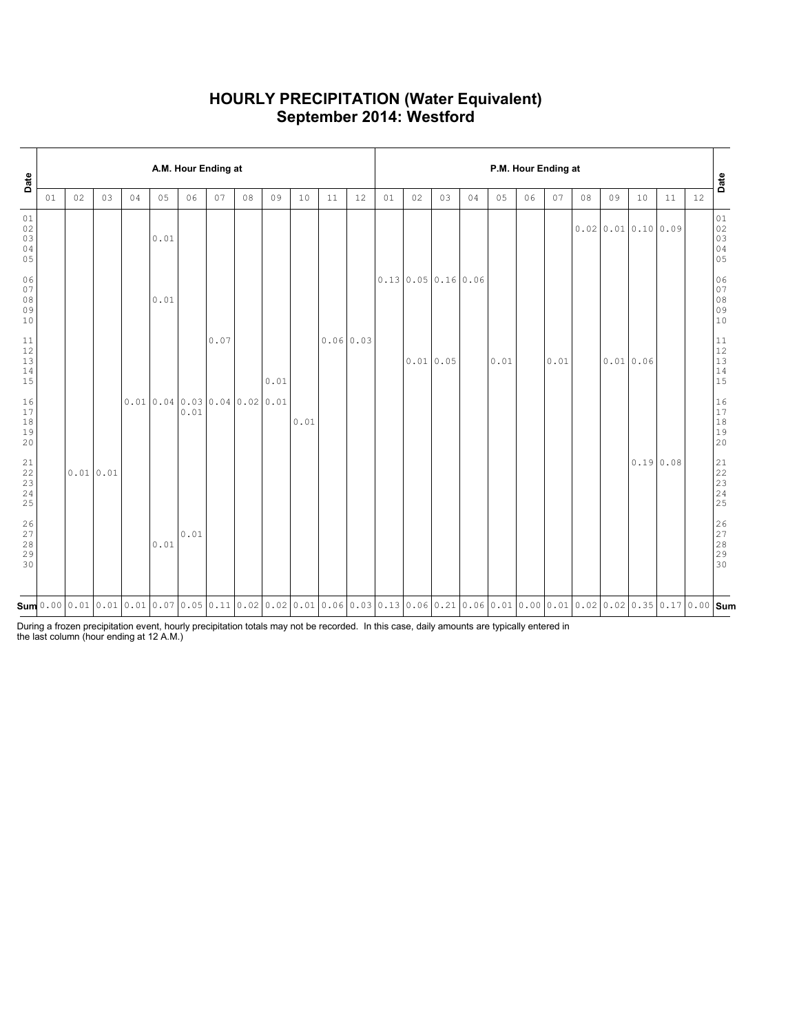# HOURLY PRECIPITATION (Water Equivalent)
## September 2014: Westford

| Date | A.M. Hour Ending at | | | | | | | | | | | | P.M. Hour Ending at | | | | | | | | | | | | Date |
|---|---|---|---|---|---|---|---|---|---|---|---|---|---|---|---|---|---|---|---|---|---|---|---|---|---|
| | 01 | 02 | 03 | 04 | 05 | 06 | 07 | 08 | 09 | 10 | 11 | 12 | 01 | 02 | 03 | 04 | 05 | 06 | 07 | 08 | 09 | 10 | 11 | 12 | |
| 01 | | | | | | | | | | | | | | | | | | | | | | | | | 01 |
| 02 | | | | | | | | | | | | | | | | | | | | 0.02 | 0.01 | 0.10 | 0.09 | | 02 |
| 03 | | | | | 0.01 | | | | | | | | | | | | | | | | | | | | 03 |
| 04 | | | | | | | | | | | | | | | | | | | | | | | | | 04 |
| 05 | | | | | | | | | | | | | | | | | | | | | | | | | 05 |
| 06 | | | | | | | | | | | | | 0.13 | 0.05 | 0.16 | 0.06 | | | | | | | | | 06 |
| 07 | | | | | | | | | | | | | | | | | | | | | | | | | 07 |
| 08 | | | | | 0.01 | | | | | | | | | | | | | | | | | | | | 08 |
| 09 | | | | | | | | | | | | | | | | | | | | | | | | | 09 |
| 10 | | | | | | | | | | | | | | | | | | | | | | | | | 10 |
| 11 | | | | | | | 0.07 | | | | 0.06 | 0.03 | | | | | | | | | | | | | 11 |
| 12 | | | | | | | | | | | | | | | | | | | | | | | | | 12 |
| 13 | | | | | | | | | | | | | | 0.01 | 0.05 | | 0.01 | | 0.01 | | 0.01 | 0.06 | | | 13 |
| 14 | | | | | | | | | | | | | | | | | | | | | | | | | 14 |
| 15 | | | | | | | | | 0.01 | | | | | | | | | | | | | | | | 15 |
| 16 | | | | 0.01 | 0.04 | 0.03 | 0.04 | 0.02 | 0.01 | | | | | | | | | | | | | | | | 16 |
| 17 | | | | | | 0.01 | | | | | | | | | | | | | | | | | | | 17 |
| 18 | | | | | | | | | | 0.01 | | | | | | | | | | | | | | | 18 |
| 19 | | | | | | | | | | | | | | | | | | | | | | | | | 19 |
| 20 | | | | | | | | | | | | | | | | | | | | | | | | | 20 |
| 21 | | | | | | | | | | | | | | | | | | | | | | 0.19 | 0.08 | | 21 |
| 22 | | 0.01 | 0.01 | | | | | | | | | | | | | | | | | | | | | | 22 |
| 23 | | | | | | | | | | | | | | | | | | | | | | | | | 23 |
| 24 | | | | | | | | | | | | | | | | | | | | | | | | | 24 |
| 25 | | | | | | | | | | | | | | | | | | | | | | | | | 25 |
| 26 | | | | | | | | | | | | | | | | | | | | | | | | | 26 |
| 27 | | | | | | 0.01 | | | | | | | | | | | | | | | | | | | 27 |
| 28 | | | | | 0.01 | | | | | | | | | | | | | | | | | | | | 28 |
| 29 | | | | | | | | | | | | | | | | | | | | | | | | | 29 |
| 30 | | | | | | | | | | | | | | | | | | | | | | | | | 30 |
| **Sum** | 0.00 | 0.01 | 0.01 | 0.01 | 0.07 | 0.05 | 0.11 | 0.02 | 0.02 | 0.01 | 0.06 | 0.03 | 0.13 | 0.06 | 0.21 | 0.06 | 0.01 | 0.00 | 0.01 | 0.02 | 0.02 | 0.35 | 0.17 | 0.00 | **Sum** |

During a frozen precipitation event, hourly precipitation totals may not be recorded. In this case, daily amounts are typically entered in the last column (hour ending at 12 A.M.)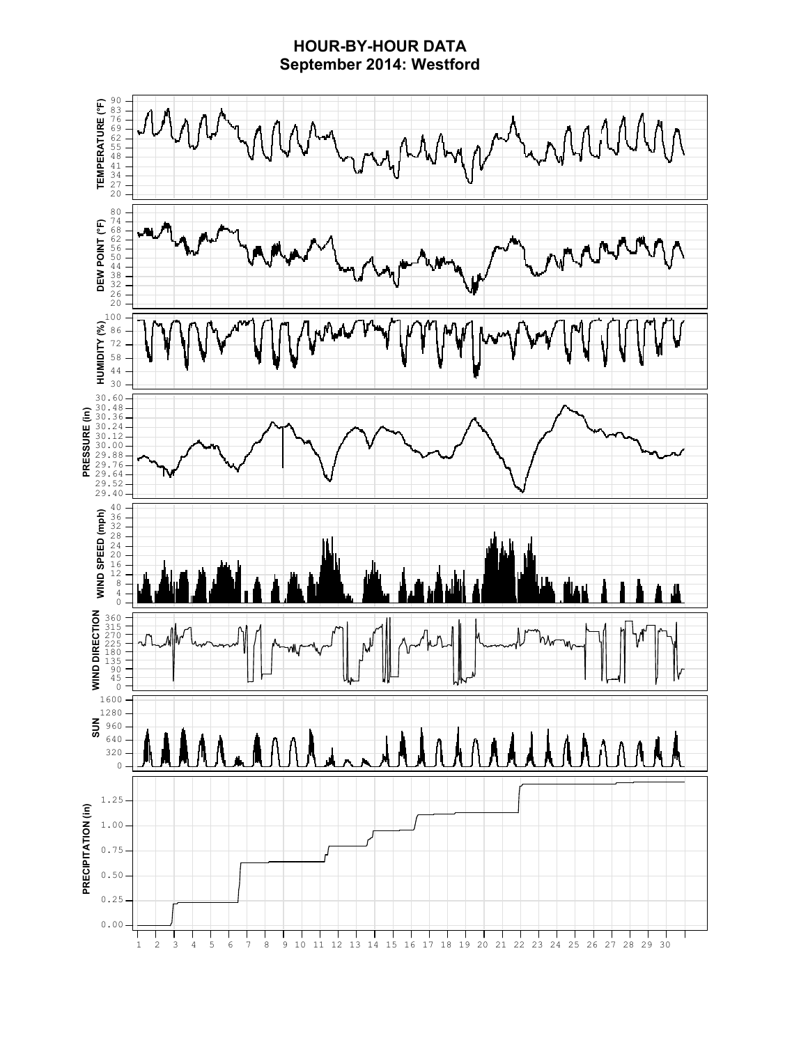# HOUR-BY-HOUR DATA
## September 2014: Westford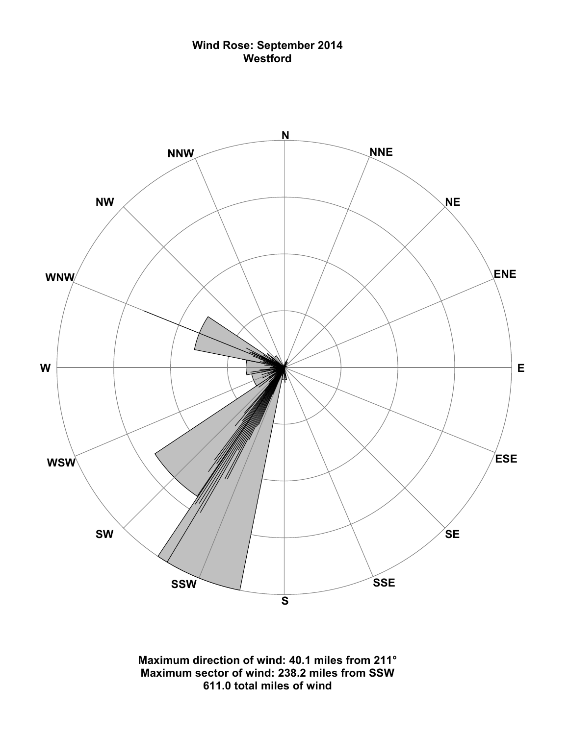Wind Rose: September 2014
Westford

N
NNE
NE
ENE
E
ESE
SE
SSE
S
SSW
SW
WSW
W
WNW
NW
NNW

Maximum direction of wind: 40.1 miles from 211°
Maximum sector of wind: 238.2 miles from SSW
611.0 total miles of wind